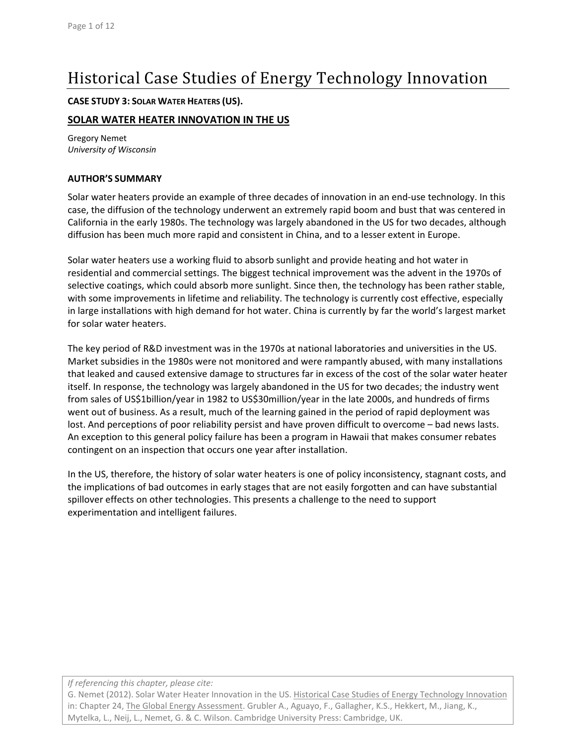# Historical Case Studies of Energy Technology Innovation

**CASE STUDY 3: SOLAR WATER HEATERS (US).**

## SOLAR WATER HEATER INNOVATION IN THE US

Gregory Nemet
*University of Wisconsin*

### AUTHOR'S SUMMARY

Solar water heaters provide an example of three decades of innovation in an end-use technology. In this case, the diffusion of the technology underwent an extremely rapid boom and bust that was centered in California in the early 1980s. The technology was largely abandoned in the US for two decades, although diffusion has been much more rapid and consistent in China, and to a lesser extent in Europe.

Solar water heaters use a working fluid to absorb sunlight and provide heating and hot water in residential and commercial settings. The biggest technical improvement was the advent in the 1970s of selective coatings, which could absorb more sunlight. Since then, the technology has been rather stable, with some improvements in lifetime and reliability. The technology is currently cost effective, especially in large installations with high demand for hot water. China is currently by far the world's largest market for solar water heaters.

The key period of R&D investment was in the 1970s at national laboratories and universities in the US. Market subsidies in the 1980s were not monitored and were rampantly abused, with many installations that leaked and caused extensive damage to structures far in excess of the cost of the solar water heater itself. In response, the technology was largely abandoned in the US for two decades; the industry went from sales of US$1billion/year in 1982 to US$30million/year in the late 2000s, and hundreds of firms went out of business. As a result, much of the learning gained in the period of rapid deployment was lost. And perceptions of poor reliability persist and have proven difficult to overcome – bad news lasts. An exception to this general policy failure has been a program in Hawaii that makes consumer rebates contingent on an inspection that occurs one year after installation.

In the US, therefore, the history of solar water heaters is one of policy inconsistency, stagnant costs, and the implications of bad outcomes in early stages that are not easily forgotten and can have substantial spillover effects on other technologies. This presents a challenge to the need to support experimentation and intelligent failures.

*If referencing this chapter, please cite:*
G. Nemet (2012). Solar Water Heater Innovation in the US. Historical Case Studies of Energy Technology Innovation in: Chapter 24, The Global Energy Assessment. Grubler A., Aguayo, F., Gallagher, K.S., Hekkert, M., Jiang, K., Mytelka, L., Neij, L., Nemet, G. & C. Wilson. Cambridge University Press: Cambridge, UK.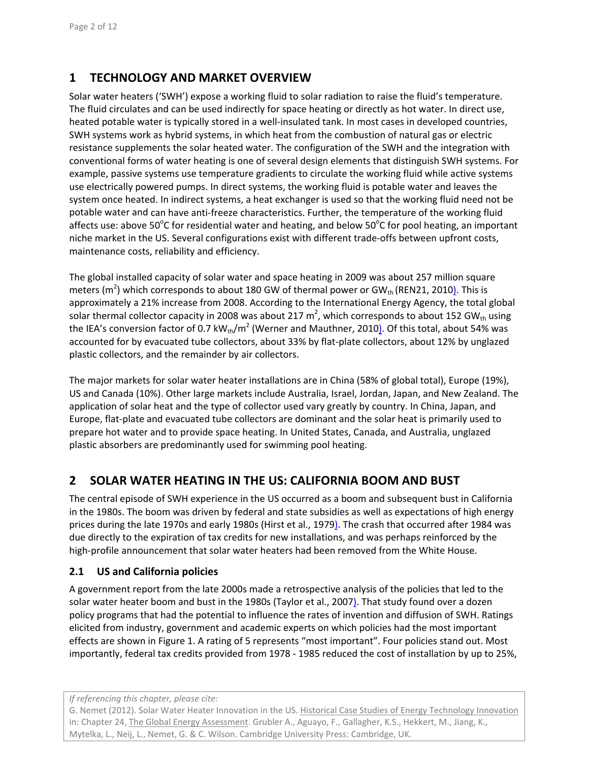## 1 TECHNOLOGY AND MARKET OVERVIEW

Solar water heaters ('SWH') expose a working fluid to solar radiation to raise the fluid's temperature. The fluid circulates and can be used indirectly for space heating or directly as hot water. In direct use, heated potable water is typically stored in a well-insulated tank. In most cases in developed countries, SWH systems work as hybrid systems, in which heat from the combustion of natural gas or electric resistance supplements the solar heated water. The configuration of the SWH and the integration with conventional forms of water heating is one of several design elements that distinguish SWH systems. For example, passive systems use temperature gradients to circulate the working fluid while active systems use electrically powered pumps. In direct systems, the working fluid is potable water and leaves the system once heated. In indirect systems, a heat exchanger is used so that the working fluid need not be potable water and can have anti-freeze characteristics. Further, the temperature of the working fluid affects use: above 50°C for residential water and heating, and below 50°C for pool heating, an important niche market in the US. Several configurations exist with different trade-offs between upfront costs, maintenance costs, reliability and efficiency.

The global installed capacity of solar water and space heating in 2009 was about 257 million square meters ($m^2$) which corresponds to about 180 GW of thermal power or $GW_{th}$ (REN21, 2010). This is approximately a 21% increase from 2008. According to the International Energy Agency, the total global solar thermal collector capacity in 2008 was about 217 $m^2$, which corresponds to about 152 $GW_{th}$ using the IEA's conversion factor of 0.7 $kW_{th}/m^2$ (Werner and Mauthner, 2010). Of this total, about 54% was accounted for by evacuated tube collectors, about 33% by flat-plate collectors, about 12% by unglazed plastic collectors, and the remainder by air collectors.

The major markets for solar water heater installations are in China (58% of global total), Europe (19%), US and Canada (10%). Other large markets include Australia, Israel, Jordan, Japan, and New Zealand. The application of solar heat and the type of collector used vary greatly by country. In China, Japan, and Europe, flat-plate and evacuated tube collectors are dominant and the solar heat is primarily used to prepare hot water and to provide space heating. In United States, Canada, and Australia, unglazed plastic absorbers are predominantly used for swimming pool heating.

## 2 SOLAR WATER HEATING IN THE US: CALIFORNIA BOOM AND BUST

The central episode of SWH experience in the US occurred as a boom and subsequent bust in California in the 1980s. The boom was driven by federal and state subsidies as well as expectations of high energy prices during the late 1970s and early 1980s (Hirst et al., 1979). The crash that occurred after 1984 was due directly to the expiration of tax credits for new installations, and was perhaps reinforced by the high-profile announcement that solar water heaters had been removed from the White House.

### 2.1 US and California policies

A government report from the late 2000s made a retrospective analysis of the policies that led to the solar water heater boom and bust in the 1980s (Taylor et al., 2007). That study found over a dozen policy programs that had the potential to influence the rates of invention and diffusion of SWH. Ratings elicited from industry, government and academic experts on which policies had the most important effects are shown in Figure 1. A rating of 5 represents "most important". Four policies stand out. Most importantly, federal tax credits provided from 1978 - 1985 reduced the cost of installation by up to 25%,

*If referencing this chapter, please cite:*
G. Nemet (2012). Solar Water Heater Innovation in the US. Historical Case Studies of Energy Technology Innovation in: Chapter 24, The Global Energy Assessment. Grubler A., Aguayo, F., Gallagher, K.S., Hekkert, M., Jiang, K., Mytelka, L., Neij, L., Nemet, G. & C. Wilson. Cambridge University Press: Cambridge, UK.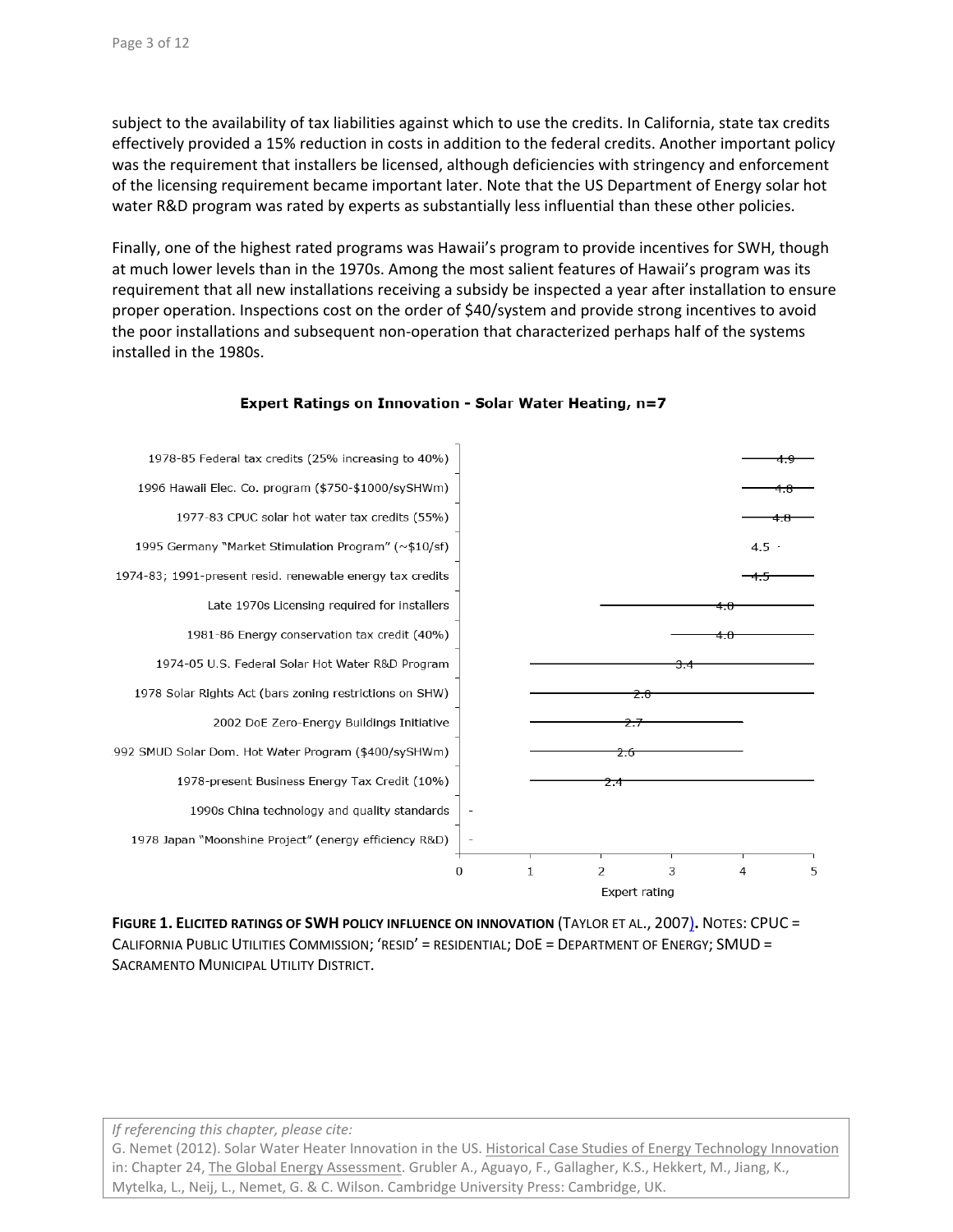subject to the availability of tax liabilities against which to use the credits. In California, state tax credits effectively provided a 15% reduction in costs in addition to the federal credits. Another important policy was the requirement that installers be licensed, although deficiencies with stringency and enforcement of the licensing requirement became important later. Note that the US Department of Energy solar hot water R&D program was rated by experts as substantially less influential than these other policies.

Finally, one of the highest rated programs was Hawaii's program to provide incentives for SWH, though at much lower levels than in the 1970s. Among the most salient features of Hawaii's program was its requirement that all new installations receiving a subsidy be inspected a year after installation to ensure proper operation. Inspections cost on the order of $40/system and provide strong incentives to avoid the poor installations and subsequent non-operation that characterized perhaps half of the systems installed in the 1980s.

**Expert Ratings on Innovation - Solar Water Heating, n=7**

| Policy | Expert rating |
|---|---|
| 1978-85 Federal tax credits (25% increasing to 40%) | 4.9 |
| 1996 Hawaii Elec. Co. program ($750-$1000/sySHWm) | 4.8 |
| 1977-83 CPUC solar hot water tax credits (55%) | 4.8 |
| 1995 Germany "Market Stimulation Program" (~$10/sf) | 4.5 |
| 1974-83; 1991-present resid. renewable energy tax credits | 4.5 |
| Late 1970s Licensing required for installers | 4.0 |
| 1981-86 Energy conservation tax credit (40%) | 4.0 |
| 1974-05 U.S. Federal Solar Hot Water R&D Program | 3.4 |
| 1978 Solar Rights Act (bars zoning restrictions on SHW) | 2.8 |
| 2002 DoE Zero-Energy Buildings Initiative | 2.7 |
| 1992 SMUD Solar Dom. Hot Water Program ($400/sySHWm) | 2.6 |
| 1978-present Business Energy Tax Credit (10%) | 2.4 |
| 1990s China technology and quality standards | - |
| 1978 Japan "Moonshine Project" (energy efficiency R&D) | - |

**FIGURE 1. ELICITED RATINGS OF SWH POLICY INFLUENCE ON INNOVATION** (TAYLOR ET AL., 2007). NOTES: CPUC = CALIFORNIA PUBLIC UTILITIES COMMISSION; 'RESID' = RESIDENTIAL; DOE = DEPARTMENT OF ENERGY; SMUD = SACRAMENTO MUNICIPAL UTILITY DISTRICT.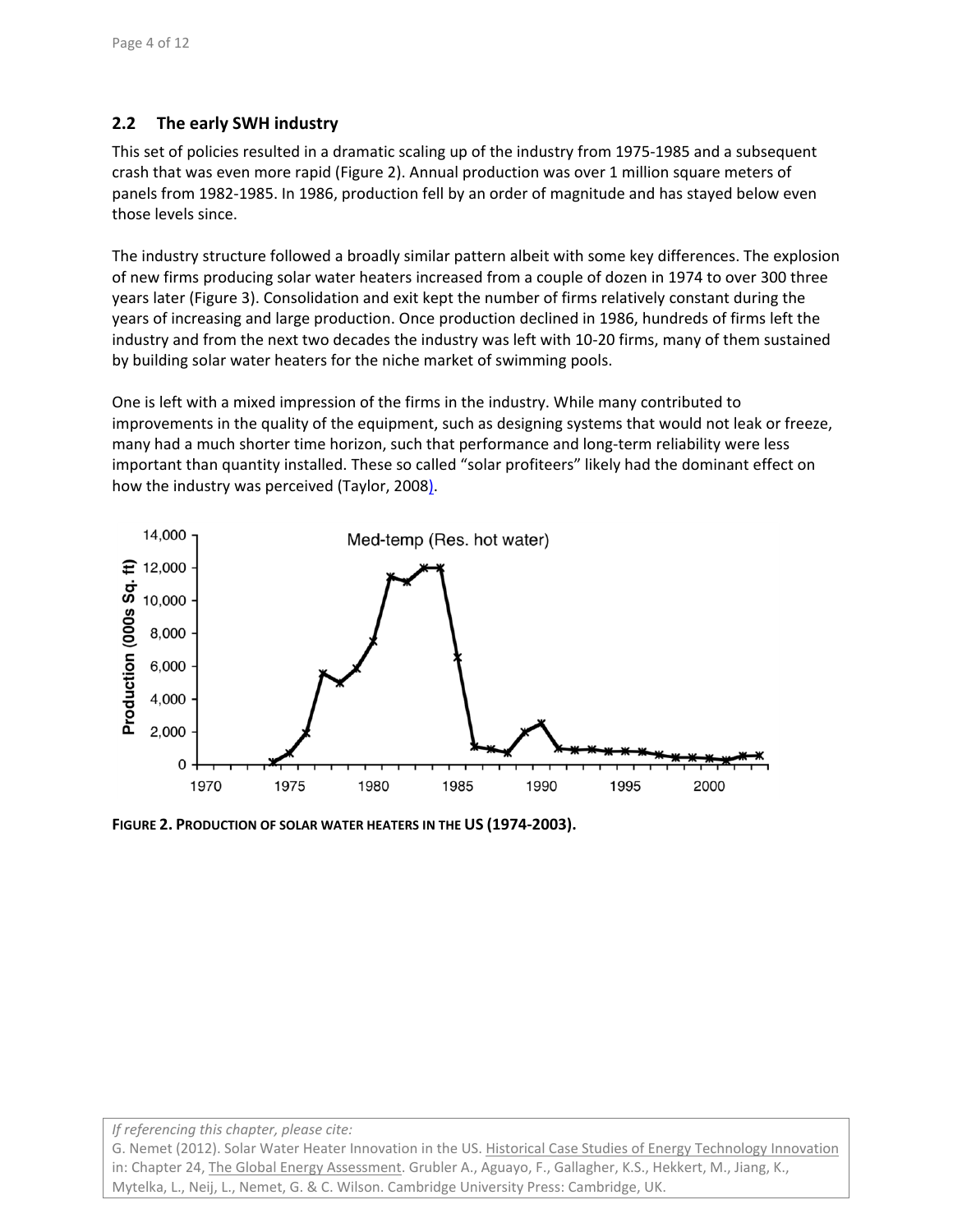## 2.2 The early SWH industry

This set of policies resulted in a dramatic scaling up of the industry from 1975-1985 and a subsequent crash that was even more rapid (Figure 2). Annual production was over 1 million square meters of panels from 1982-1985. In 1986, production fell by an order of magnitude and has stayed below even those levels since.

The industry structure followed a broadly similar pattern albeit with some key differences. The explosion of new firms producing solar water heaters increased from a couple of dozen in 1974 to over 300 three years later (Figure 3). Consolidation and exit kept the number of firms relatively constant during the years of increasing and large production. Once production declined in 1986, hundreds of firms left the industry and from the next two decades the industry was left with 10-20 firms, many of them sustained by building solar water heaters for the niche market of swimming pools.

One is left with a mixed impression of the firms in the industry. While many contributed to improvements in the quality of the equipment, such as designing systems that would not leak or freeze, many had a much shorter time horizon, such that performance and long-term reliability were less important than quantity installed. These so called "solar profiteers" likely had the dominant effect on how the industry was perceived (Taylor, 2008).

**FIGURE 2. PRODUCTION OF SOLAR WATER HEATERS IN THE US (1974-2003).**

*If referencing this chapter, please cite:*
G. Nemet (2012). Solar Water Heater Innovation in the US. Historical Case Studies of Energy Technology Innovation in: Chapter 24, The Global Energy Assessment. Grubler A., Aguayo, F., Gallagher, K.S., Hekkert, M., Jiang, K., Mytelka, L., Neij, L., Nemet, G. & C. Wilson. Cambridge University Press: Cambridge, UK.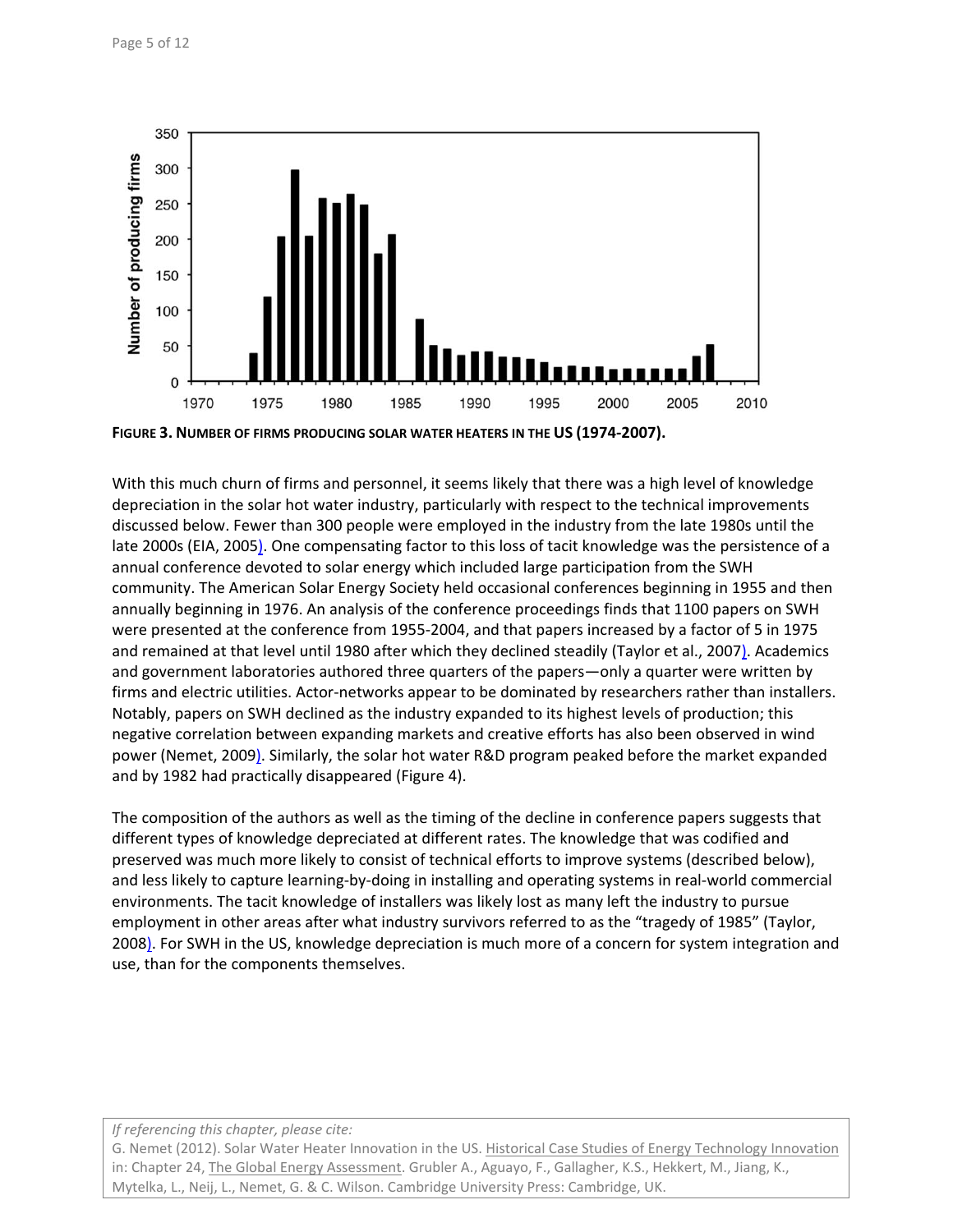**FIGURE 3. NUMBER OF FIRMS PRODUCING SOLAR WATER HEATERS IN THE US (1974-2007).**

With this much churn of firms and personnel, it seems likely that there was a high level of knowledge depreciation in the solar hot water industry, particularly with respect to the technical improvements discussed below. Fewer than 300 people were employed in the industry from the late 1980s until the late 2000s (EIA, 2005). One compensating factor to this loss of tacit knowledge was the persistence of a annual conference devoted to solar energy which included large participation from the SWH community. The American Solar Energy Society held occasional conferences beginning in 1955 and then annually beginning in 1976. An analysis of the conference proceedings finds that 1100 papers on SWH were presented at the conference from 1955-2004, and that papers increased by a factor of 5 in 1975 and remained at that level until 1980 after which they declined steadily (Taylor et al., 2007). Academics and government laboratories authored three quarters of the papers—only a quarter were written by firms and electric utilities. Actor-networks appear to be dominated by researchers rather than installers. Notably, papers on SWH declined as the industry expanded to its highest levels of production; this negative correlation between expanding markets and creative efforts has also been observed in wind power (Nemet, 2009). Similarly, the solar hot water R&D program peaked before the market expanded and by 1982 had practically disappeared (Figure 4).

The composition of the authors as well as the timing of the decline in conference papers suggests that different types of knowledge depreciated at different rates. The knowledge that was codified and preserved was much more likely to consist of technical efforts to improve systems (described below), and less likely to capture learning-by-doing in installing and operating systems in real-world commercial environments. The tacit knowledge of installers was likely lost as many left the industry to pursue employment in other areas after what industry survivors referred to as the "tragedy of 1985" (Taylor, 2008). For SWH in the US, knowledge depreciation is much more of a concern for system integration and use, than for the components themselves.

*If referencing this chapter, please cite:*
G. Nemet (2012). Solar Water Heater Innovation in the US. Historical Case Studies of Energy Technology Innovation in: Chapter 24, The Global Energy Assessment. Grubler A., Aguayo, F., Gallagher, K.S., Hekkert, M., Jiang, K., Mytelka, L., Neij, L., Nemet, G. & C. Wilson. Cambridge University Press: Cambridge, UK.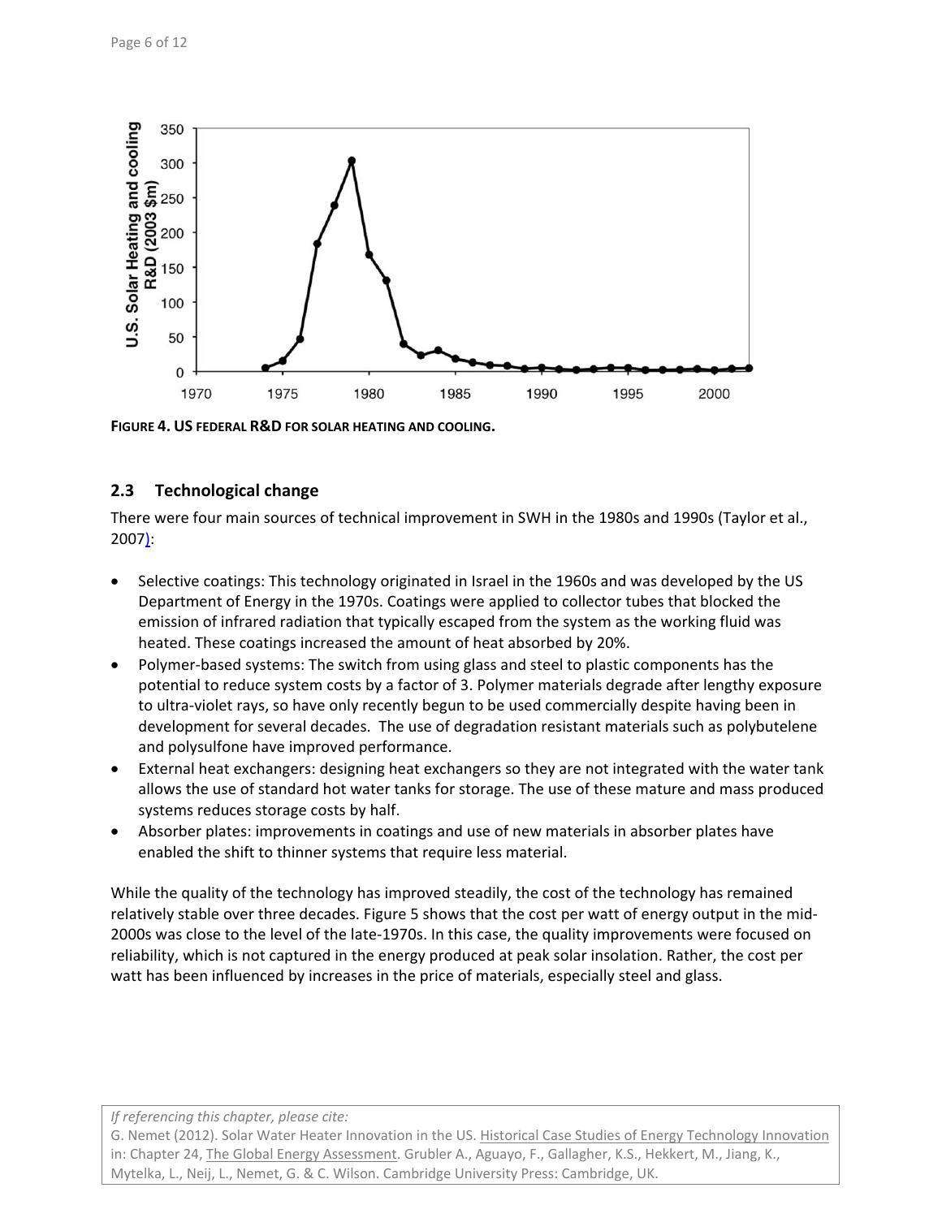FIGURE 4. US FEDERAL R&D FOR SOLAR HEATING AND COOLING.

## 2.3 Technological change

There were four main sources of technical improvement in SWH in the 1980s and 1990s (Taylor et al., 2007):

- Selective coatings: This technology originated in Israel in the 1960s and was developed by the US Department of Energy in the 1970s. Coatings were applied to collector tubes that blocked the emission of infrared radiation that typically escaped from the system as the working fluid was heated. These coatings increased the amount of heat absorbed by 20%.
- Polymer-based systems: The switch from using glass and steel to plastic components has the potential to reduce system costs by a factor of 3. Polymer materials degrade after lengthy exposure to ultra-violet rays, so have only recently begun to be used commercially despite having been in development for several decades. The use of degradation resistant materials such as polybutelene and polysulfone have improved performance.
- External heat exchangers: designing heat exchangers so they are not integrated with the water tank allows the use of standard hot water tanks for storage. The use of these mature and mass produced systems reduces storage costs by half.
- Absorber plates: improvements in coatings and use of new materials in absorber plates have enabled the shift to thinner systems that require less material.

While the quality of the technology has improved steadily, the cost of the technology has remained relatively stable over three decades. Figure 5 shows that the cost per watt of energy output in the mid-2000s was close to the level of the late-1970s. In this case, the quality improvements were focused on reliability, which is not captured in the energy produced at peak solar insolation. Rather, the cost per watt has been influenced by increases in the price of materials, especially steel and glass.

*If referencing this chapter, please cite:*
G. Nemet (2012). Solar Water Heater Innovation in the US. Historical Case Studies of Energy Technology Innovation in: Chapter 24, The Global Energy Assessment. Grubler A., Aguayo, F., Gallagher, K.S., Hekkert, M., Jiang, K., Mytelka, L., Neij, L., Nemet, G. & C. Wilson. Cambridge University Press: Cambridge, UK.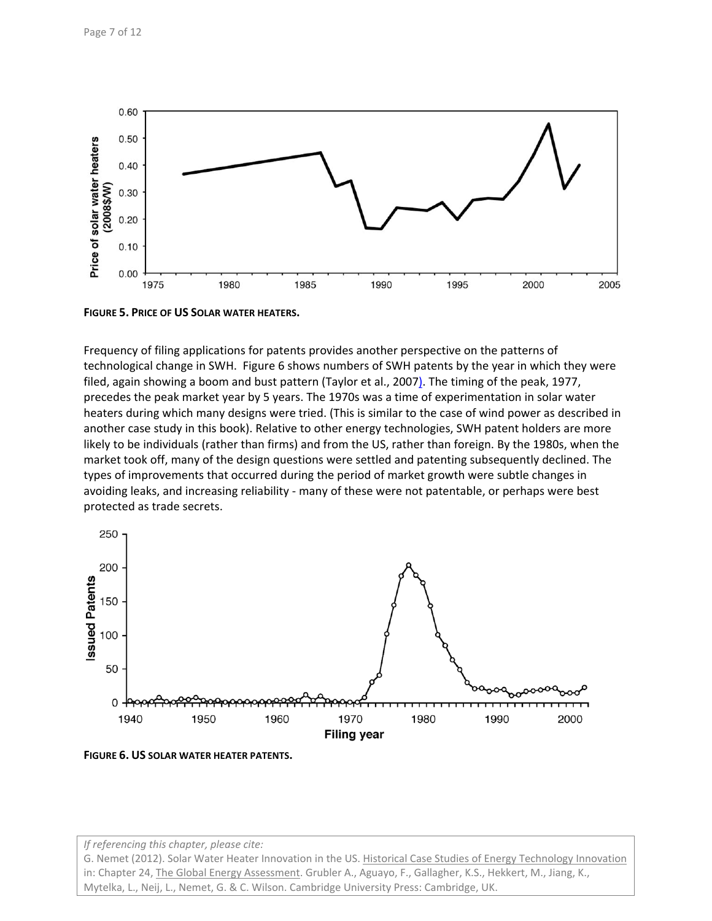**FIGURE 5. PRICE OF US SOLAR WATER HEATERS.**

Frequency of filing applications for patents provides another perspective on the patterns of technological change in SWH. Figure 6 shows numbers of SWH patents by the year in which they were filed, again showing a boom and bust pattern (Taylor et al., 2007). The timing of the peak, 1977, precedes the peak market year by 5 years. The 1970s was a time of experimentation in solar water heaters during which many designs were tried. (This is similar to the case of wind power as described in another case study in this book). Relative to other energy technologies, SWH patent holders are more likely to be individuals (rather than firms) and from the US, rather than foreign. By the 1980s, when the market took off, many of the design questions were settled and patenting subsequently declined. The types of improvements that occurred during the period of market growth were subtle changes in avoiding leaks, and increasing reliability - many of these were not patentable, or perhaps were best protected as trade secrets.

**FIGURE 6. US SOLAR WATER HEATER PATENTS.**

*If referencing this chapter, please cite:*
G. Nemet (2012). Solar Water Heater Innovation in the US. Historical Case Studies of Energy Technology Innovation in: Chapter 24, The Global Energy Assessment. Grubler A., Aguayo, F., Gallagher, K.S., Hekkert, M., Jiang, K., Mytelka, L., Neij, L., Nemet, G. & C. Wilson. Cambridge University Press: Cambridge, UK.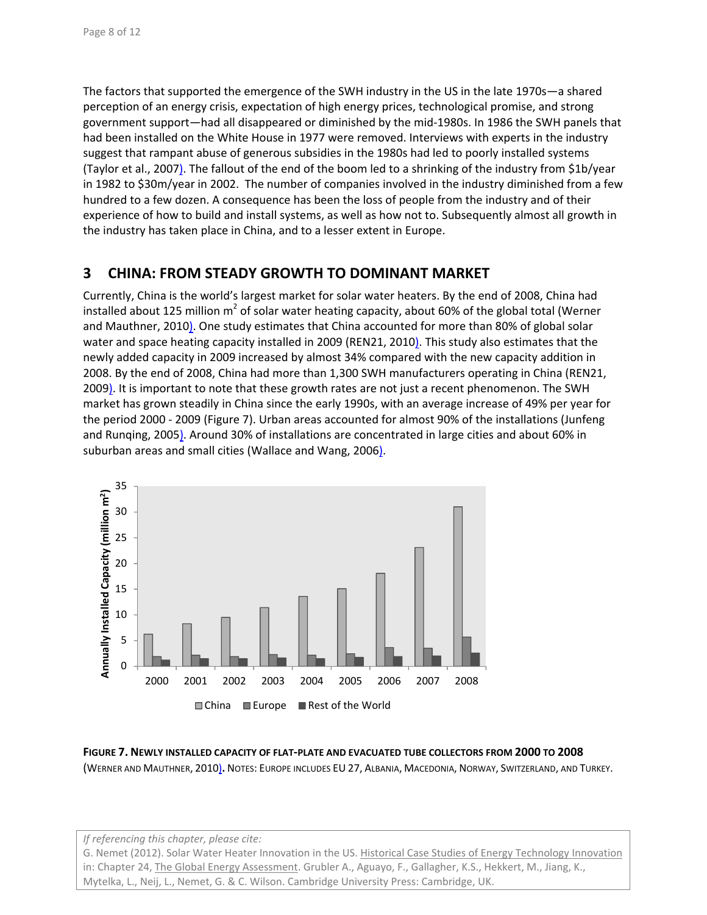The factors that supported the emergence of the SWH industry in the US in the late 1970s—a shared perception of an energy crisis, expectation of high energy prices, technological promise, and strong government support—had all disappeared or diminished by the mid-1980s. In 1986 the SWH panels that had been installed on the White House in 1977 were removed. Interviews with experts in the industry suggest that rampant abuse of generous subsidies in the 1980s had led to poorly installed systems (Taylor et al., 2007). The fallout of the end of the boom led to a shrinking of the industry from \$1b/year in 1982 to \$30m/year in 2002. The number of companies involved in the industry diminished from a few hundred to a few dozen. A consequence has been the loss of people from the industry and of their experience of how to build and install systems, as well as how not to. Subsequently almost all growth in the industry has taken place in China, and to a lesser extent in Europe.

## 3 CHINA: FROM STEADY GROWTH TO DOMINANT MARKET

Currently, China is the world's largest market for solar water heaters. By the end of 2008, China had installed about 125 million $m^2$ of solar water heating capacity, about 60% of the global total (Werner and Mauthner, 2010). One study estimates that China accounted for more than 80% of global solar water and space heating capacity installed in 2009 (REN21, 2010). This study also estimates that the newly added capacity in 2009 increased by almost 34% compared with the new capacity addition in 2008. By the end of 2008, China had more than 1,300 SWH manufacturers operating in China (REN21, 2009). It is important to note that these growth rates are not just a recent phenomenon. The SWH market has grown steadily in China since the early 1990s, with an average increase of 49% per year for the period 2000 - 2009 (Figure 7). Urban areas accounted for almost 90% of the installations (Junfeng and Runqing, 2005). Around 30% of installations are concentrated in large cities and about 60% in suburban areas and small cities (Wallace and Wang, 2006).

**FIGURE 7. NEWLY INSTALLED CAPACITY OF FLAT-PLATE AND EVACUATED TUBE COLLECTORS FROM 2000 TO 2008** (WERNER AND MAUTHNER, 2010). NOTES: EUROPE INCLUDES EU 27, ALBANIA, MACEDONIA, NORWAY, SWITZERLAND, AND TURKEY.

*If referencing this chapter, please cite:*
G. Nemet (2012). Solar Water Heater Innovation in the US. Historical Case Studies of Energy Technology Innovation in: Chapter 24, The Global Energy Assessment. Grubler A., Aguayo, F., Gallagher, K.S., Hekkert, M., Jiang, K., Mytelka, L., Neij, L., Nemet, G. & C. Wilson. Cambridge University Press: Cambridge, UK.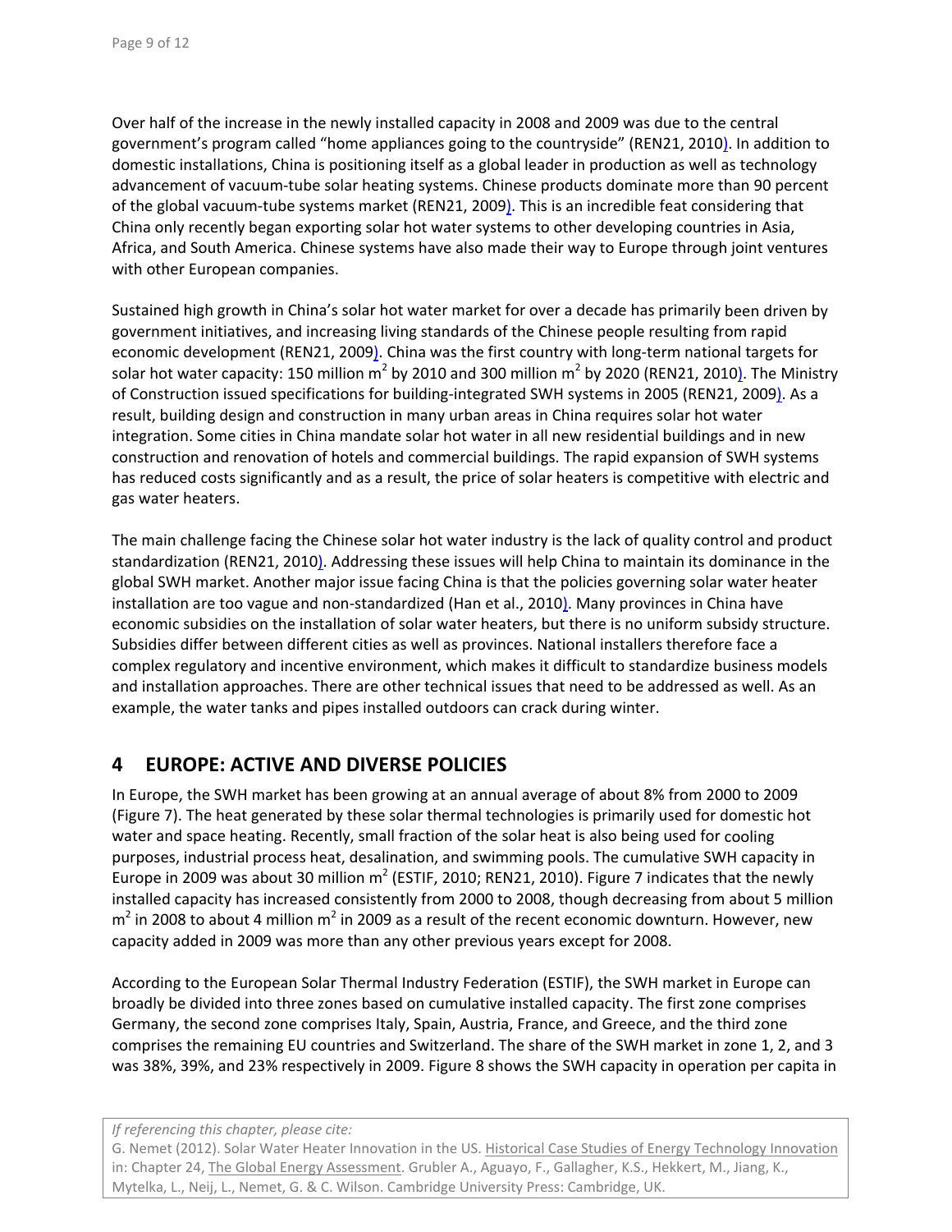Over half of the increase in the newly installed capacity in 2008 and 2009 was due to the central government's program called "home appliances going to the countryside" (REN21, 2010). In addition to domestic installations, China is positioning itself as a global leader in production as well as technology advancement of vacuum-tube solar heating systems. Chinese products dominate more than 90 percent of the global vacuum-tube systems market (REN21, 2009). This is an incredible feat considering that China only recently began exporting solar hot water systems to other developing countries in Asia, Africa, and South America. Chinese systems have also made their way to Europe through joint ventures with other European companies.

Sustained high growth in China's solar hot water market for over a decade has primarily been driven by government initiatives, and increasing living standards of the Chinese people resulting from rapid economic development (REN21, 2009). China was the first country with long-term national targets for solar hot water capacity: 150 million $m^2$ by 2010 and 300 million $m^2$ by 2020 (REN21, 2010). The Ministry of Construction issued specifications for building-integrated SWH systems in 2005 (REN21, 2009). As a result, building design and construction in many urban areas in China requires solar hot water integration. Some cities in China mandate solar hot water in all new residential buildings and in new construction and renovation of hotels and commercial buildings. The rapid expansion of SWH systems has reduced costs significantly and as a result, the price of solar heaters is competitive with electric and gas water heaters.

The main challenge facing the Chinese solar hot water industry is the lack of quality control and product standardization (REN21, 2010). Addressing these issues will help China to maintain its dominance in the global SWH market. Another major issue facing China is that the policies governing solar water heater installation are too vague and non-standardized (Han et al., 2010). Many provinces in China have economic subsidies on the installation of solar water heaters, but there is no uniform subsidy structure. Subsidies differ between different cities as well as provinces. National installers therefore face a complex regulatory and incentive environment, which makes it difficult to standardize business models and installation approaches. There are other technical issues that need to be addressed as well. As an example, the water tanks and pipes installed outdoors can crack during winter.

## 4 EUROPE: ACTIVE AND DIVERSE POLICIES

In Europe, the SWH market has been growing at an annual average of about 8% from 2000 to 2009 (Figure 7). The heat generated by these solar thermal technologies is primarily used for domestic hot water and space heating. Recently, small fraction of the solar heat is also being used for cooling purposes, industrial process heat, desalination, and swimming pools. The cumulative SWH capacity in Europe in 2009 was about 30 million $m^2$ (ESTIF, 2010; REN21, 2010). Figure 7 indicates that the newly installed capacity has increased consistently from 2000 to 2008, though decreasing from about 5 million $m^2$ in 2008 to about 4 million $m^2$ in 2009 as a result of the recent economic downturn. However, new capacity added in 2009 was more than any other previous years except for 2008.

According to the European Solar Thermal Industry Federation (ESTIF), the SWH market in Europe can broadly be divided into three zones based on cumulative installed capacity. The first zone comprises Germany, the second zone comprises Italy, Spain, Austria, France, and Greece, and the third zone comprises the remaining EU countries and Switzerland. The share of the SWH market in zone 1, 2, and 3 was 38%, 39%, and 23% respectively in 2009. Figure 8 shows the SWH capacity in operation per capita in

*If referencing this chapter, please cite:*
G. Nemet (2012). Solar Water Heater Innovation in the US. Historical Case Studies of Energy Technology Innovation in: Chapter 24, The Global Energy Assessment. Grubler A., Aguayo, F., Gallagher, K.S., Hekkert, M., Jiang, K., Mytelka, L., Neij, L., Nemet, G. & C. Wilson. Cambridge University Press: Cambridge, UK.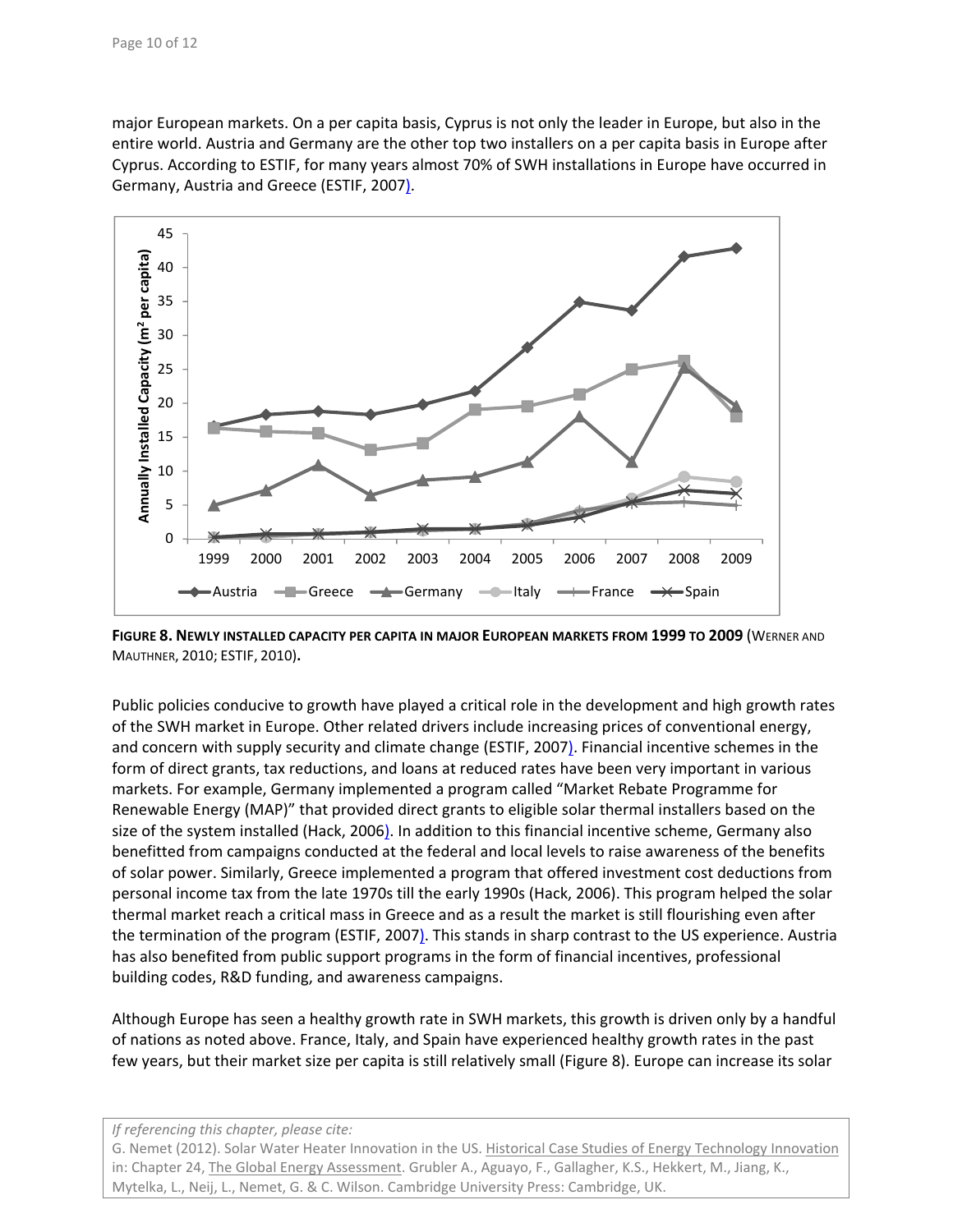major European markets. On a per capita basis, Cyprus is not only the leader in Europe, but also in the entire world. Austria and Germany are the other top two installers on a per capita basis in Europe after Cyprus. According to ESTIF, for many years almost 70% of SWH installations in Europe have occurred in Germany, Austria and Greece (ESTIF, 2007).

**Figure 8. Newly installed capacity per capita in major European markets from 1999 to 2009** (Werner and Mauthner, 2010; ESTIF, 2010)**.**

Public policies conducive to growth have played a critical role in the development and high growth rates of the SWH market in Europe. Other related drivers include increasing prices of conventional energy, and concern with supply security and climate change (ESTIF, 2007). Financial incentive schemes in the form of direct grants, tax reductions, and loans at reduced rates have been very important in various markets. For example, Germany implemented a program called "Market Rebate Programme for Renewable Energy (MAP)" that provided direct grants to eligible solar thermal installers based on the size of the system installed (Hack, 2006). In addition to this financial incentive scheme, Germany also benefitted from campaigns conducted at the federal and local levels to raise awareness of the benefits of solar power. Similarly, Greece implemented a program that offered investment cost deductions from personal income tax from the late 1970s till the early 1990s (Hack, 2006). This program helped the solar thermal market reach a critical mass in Greece and as a result the market is still flourishing even after the termination of the program (ESTIF, 2007). This stands in sharp contrast to the US experience. Austria has also benefited from public support programs in the form of financial incentives, professional building codes, R&D funding, and awareness campaigns.

Although Europe has seen a healthy growth rate in SWH markets, this growth is driven only by a handful of nations as noted above. France, Italy, and Spain have experienced healthy growth rates in the past few years, but their market size per capita is still relatively small (Figure 8). Europe can increase its solar

*If referencing this chapter, please cite:*
G. Nemet (2012). Solar Water Heater Innovation in the US. Historical Case Studies of Energy Technology Innovation in: Chapter 24, The Global Energy Assessment. Grubler A., Aguayo, F., Gallagher, K.S., Hekkert, M., Jiang, K., Mytelka, L., Neij, L., Nemet, G. & C. Wilson. Cambridge University Press: Cambridge, UK.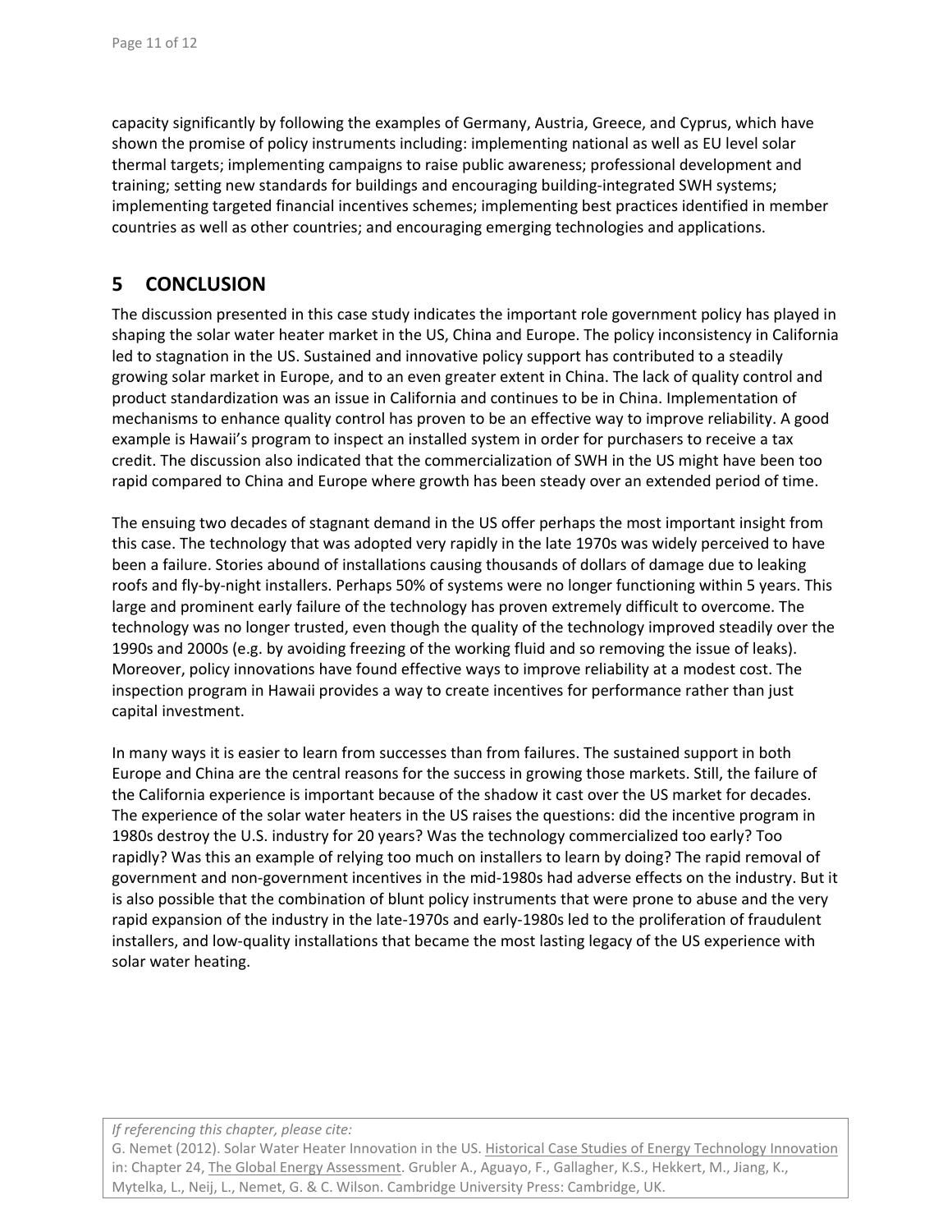capacity significantly by following the examples of Germany, Austria, Greece, and Cyprus, which have shown the promise of policy instruments including: implementing national as well as EU level solar thermal targets; implementing campaigns to raise public awareness; professional development and training; setting new standards for buildings and encouraging building-integrated SWH systems; implementing targeted financial incentives schemes; implementing best practices identified in member countries as well as other countries; and encouraging emerging technologies and applications.

# 5 CONCLUSION

The discussion presented in this case study indicates the important role government policy has played in shaping the solar water heater market in the US, China and Europe. The policy inconsistency in California led to stagnation in the US. Sustained and innovative policy support has contributed to a steadily growing solar market in Europe, and to an even greater extent in China. The lack of quality control and product standardization was an issue in California and continues to be in China. Implementation of mechanisms to enhance quality control has proven to be an effective way to improve reliability. A good example is Hawaii's program to inspect an installed system in order for purchasers to receive a tax credit. The discussion also indicated that the commercialization of SWH in the US might have been too rapid compared to China and Europe where growth has been steady over an extended period of time.

The ensuing two decades of stagnant demand in the US offer perhaps the most important insight from this case. The technology that was adopted very rapidly in the late 1970s was widely perceived to have been a failure. Stories abound of installations causing thousands of dollars of damage due to leaking roofs and fly-by-night installers. Perhaps 50% of systems were no longer functioning within 5 years. This large and prominent early failure of the technology has proven extremely difficult to overcome. The technology was no longer trusted, even though the quality of the technology improved steadily over the 1990s and 2000s (e.g. by avoiding freezing of the working fluid and so removing the issue of leaks). Moreover, policy innovations have found effective ways to improve reliability at a modest cost. The inspection program in Hawaii provides a way to create incentives for performance rather than just capital investment.

In many ways it is easier to learn from successes than from failures. The sustained support in both Europe and China are the central reasons for the success in growing those markets. Still, the failure of the California experience is important because of the shadow it cast over the US market for decades. The experience of the solar water heaters in the US raises the questions: did the incentive program in 1980s destroy the U.S. industry for 20 years? Was the technology commercialized too early? Too rapidly? Was this an example of relying too much on installers to learn by doing? The rapid removal of government and non-government incentives in the mid-1980s had adverse effects on the industry. But it is also possible that the combination of blunt policy instruments that were prone to abuse and the very rapid expansion of the industry in the late-1970s and early-1980s led to the proliferation of fraudulent installers, and low-quality installations that became the most lasting legacy of the US experience with solar water heating.

*If referencing this chapter, please cite:*
G. Nemet (2012). Solar Water Heater Innovation in the US. Historical Case Studies of Energy Technology Innovation in: Chapter 24, The Global Energy Assessment. Grubler A., Aguayo, F., Gallagher, K.S., Hekkert, M., Jiang, K., Mytelka, L., Neij, L., Nemet, G. & C. Wilson. Cambridge University Press: Cambridge, UK.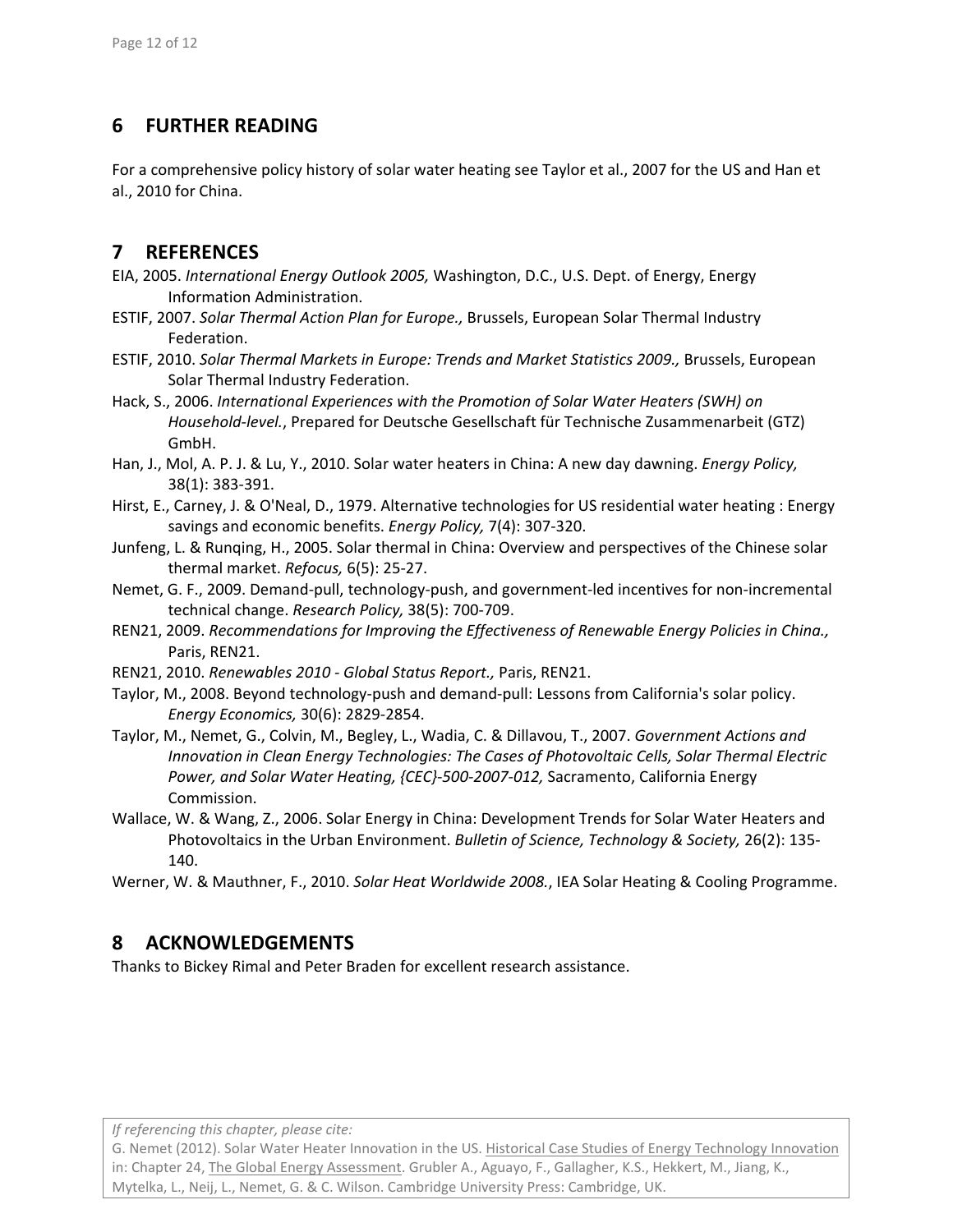## 6 FURTHER READING

For a comprehensive policy history of solar water heating see Taylor et al., 2007 for the US and Han et al., 2010 for China.

## 7 REFERENCES

EIA, 2005. *International Energy Outlook 2005,* Washington, D.C., U.S. Dept. of Energy, Energy Information Administration.

ESTIF, 2007. *Solar Thermal Action Plan for Europe.,* Brussels, European Solar Thermal Industry Federation.

ESTIF, 2010. *Solar Thermal Markets in Europe: Trends and Market Statistics 2009.,* Brussels, European Solar Thermal Industry Federation.

Hack, S., 2006. *International Experiences with the Promotion of Solar Water Heaters (SWH) on Household-level.*, Prepared for Deutsche Gesellschaft für Technische Zusammenarbeit (GTZ) GmbH.

Han, J., Mol, A. P. J. & Lu, Y., 2010. Solar water heaters in China: A new day dawning. *Energy Policy,* 38(1): 383-391.

Hirst, E., Carney, J. & O'Neal, D., 1979. Alternative technologies for US residential water heating : Energy savings and economic benefits. *Energy Policy,* 7(4): 307-320.

Junfeng, L. & Runqing, H., 2005. Solar thermal in China: Overview and perspectives of the Chinese solar thermal market. *Refocus,* 6(5): 25-27.

Nemet, G. F., 2009. Demand-pull, technology-push, and government-led incentives for non-incremental technical change. *Research Policy,* 38(5): 700-709.

REN21, 2009. *Recommendations for Improving the Effectiveness of Renewable Energy Policies in China.,* Paris, REN21.

REN21, 2010. *Renewables 2010 - Global Status Report.,* Paris, REN21.

Taylor, M., 2008. Beyond technology-push and demand-pull: Lessons from California's solar policy. *Energy Economics,* 30(6): 2829-2854.

Taylor, M., Nemet, G., Colvin, M., Begley, L., Wadia, C. & Dillavou, T., 2007. *Government Actions and Innovation in Clean Energy Technologies: The Cases of Photovoltaic Cells, Solar Thermal Electric Power, and Solar Water Heating, {CEC}-500-2007-012,* Sacramento, California Energy Commission.

Wallace, W. & Wang, Z., 2006. Solar Energy in China: Development Trends for Solar Water Heaters and Photovoltaics in the Urban Environment. *Bulletin of Science, Technology & Society,* 26(2): 135-140.

Werner, W. & Mauthner, F., 2010. *Solar Heat Worldwide 2008.*, IEA Solar Heating & Cooling Programme.

## 8 ACKNOWLEDGEMENTS

Thanks to Bickey Rimal and Peter Braden for excellent research assistance.

*If referencing this chapter, please cite:*

G. Nemet (2012). Solar Water Heater Innovation in the US. Historical Case Studies of Energy Technology Innovation in: Chapter 24, The Global Energy Assessment. Grubler A., Aguayo, F., Gallagher, K.S., Hekkert, M., Jiang, K., Mytelka, L., Neij, L., Nemet, G. & C. Wilson. Cambridge University Press: Cambridge, UK.